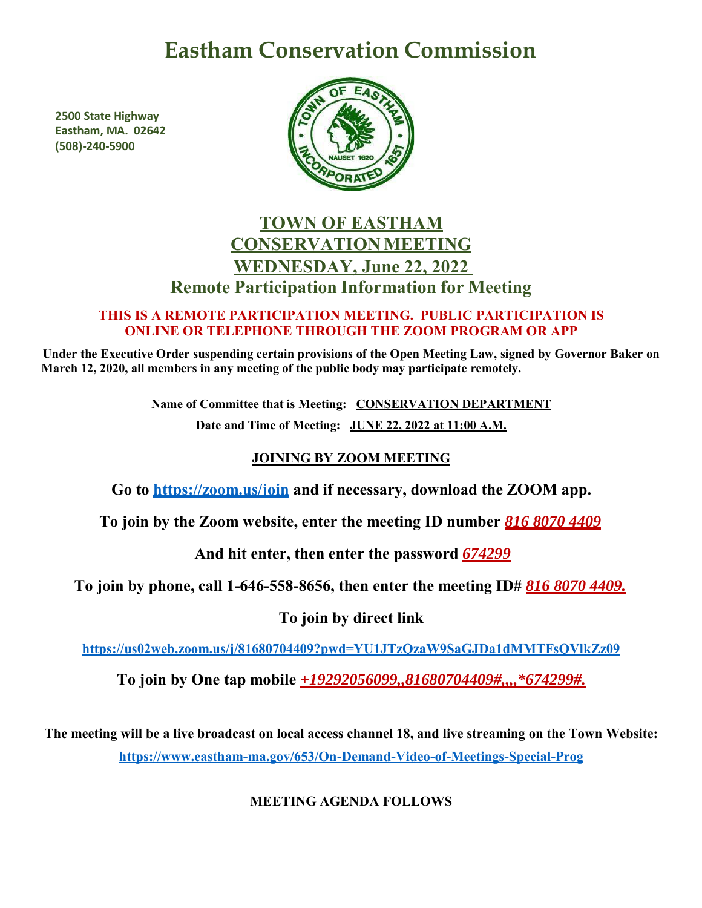# Eastham Conservation Commission

**2500 State Highway**
**Eastham, MA. 02642**
**(508)-240-5900**

## TOWN OF EASTHAM
## CONSERVATION MEETING
## WEDNESDAY, June 22, 2022
## Remote Participation Information for Meeting

**THIS IS A REMOTE PARTICIPATION MEETING. PUBLIC PARTICIPATION IS ONLINE OR TELEPHONE THROUGH THE ZOOM PROGRAM OR APP**

**Under the Executive Order suspending certain provisions of the Open Meeting Law, signed by Governor Baker on March 12, 2020, all members in any meeting of the public body may participate remotely.**

**Name of Committee that is Meeting: CONSERVATION DEPARTMENT**

**Date and Time of Meeting: JUNE 22, 2022 at 11:00 A.M.**

**JOINING BY ZOOM MEETING**

**Go to https://zoom.us/join and if necessary, download the ZOOM app.**

**To join by the Zoom website, enter the meeting ID number *816 8070 4409***

**And hit enter, then enter the password *674299***

**To join by phone, call 1-646-558-8656, then enter the meeting ID# *816 8070 4409.***

**To join by direct link**

**https://us02web.zoom.us/j/81680704409?pwd=YU1JTzQzaW9SaGJDa1dMMTFsQVlkZz09**

**To join by One tap mobile *+19292056099,,81680704409#,,,,*674299#.***

**The meeting will be a live broadcast on local access channel 18, and live streaming on the Town Website:**
**https://www.eastham-ma.gov/653/On-Demand-Video-of-Meetings-Special-Prog**

**MEETING AGENDA FOLLOWS**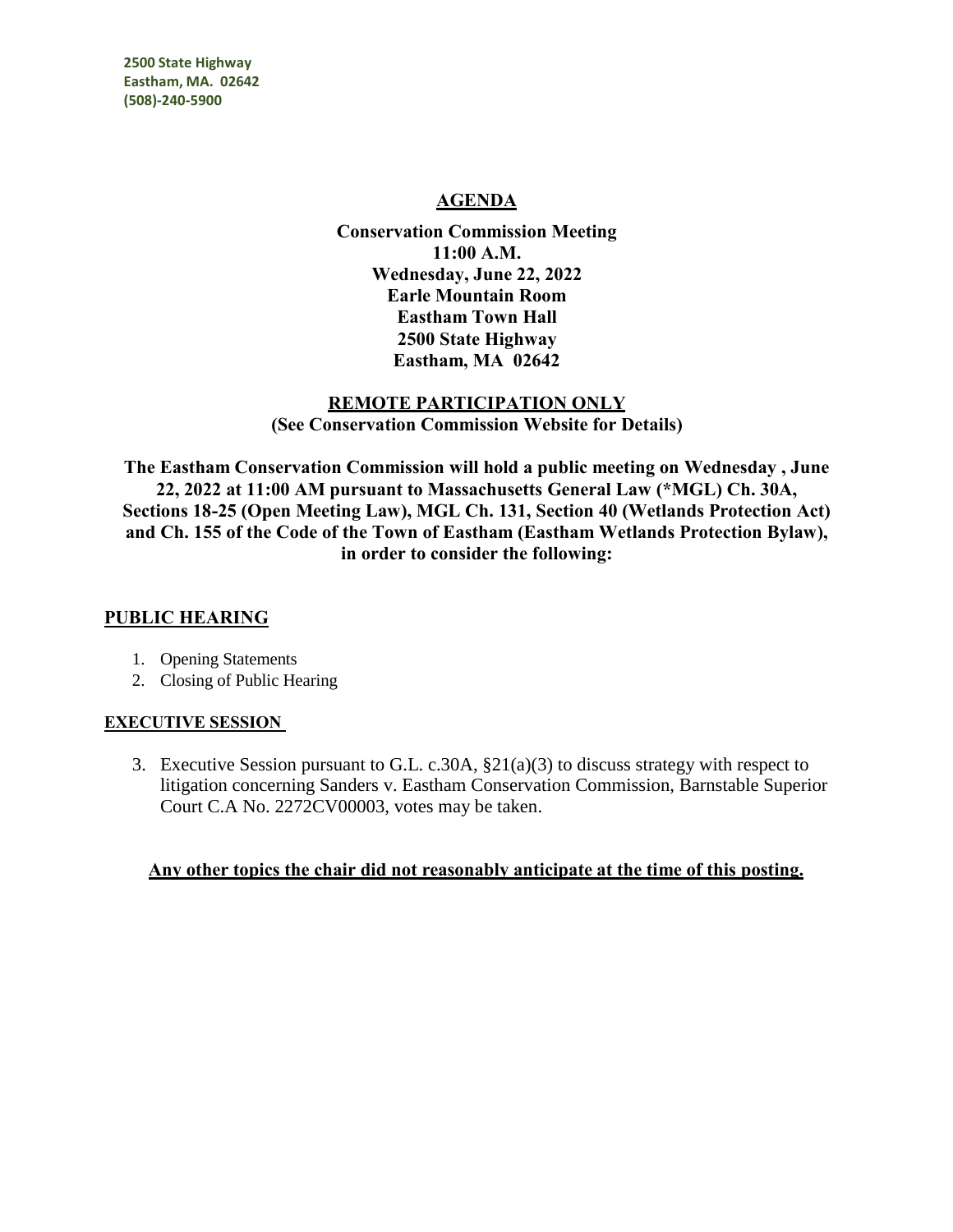2500 State Highway
Eastham, MA. 02642
(508)-240-5900

# AGENDA

**Conservation Commission Meeting**
**11:00 A.M.**
**Wednesday, June 22, 2022**
**Earle Mountain Room**
**Eastham Town Hall**
**2500 State Highway**
**Eastham, MA 02642**

## REMOTE PARTICIPATION ONLY

**(See Conservation Commission Website for Details)**

**The Eastham Conservation Commission will hold a public meeting on Wednesday , June 22, 2022 at 11:00 AM pursuant to Massachusetts General Law (*MGL) Ch. 30A, Sections 18-25 (Open Meeting Law), MGL Ch. 131, Section 40 (Wetlands Protection Act) and Ch. 155 of the Code of the Town of Eastham (Eastham Wetlands Protection Bylaw), in order to consider the following:**

## PUBLIC HEARING

1. Opening Statements
2. Closing of Public Hearing

### EXECUTIVE SESSION

3. Executive Session pursuant to G.L. c.30A, §21(a)(3) to discuss strategy with respect to litigation concerning Sanders v. Eastham Conservation Commission, Barnstable Superior Court C.A No. 2272CV00003, votes may be taken.

**Any other topics the chair did not reasonably anticipate at the time of this posting.**